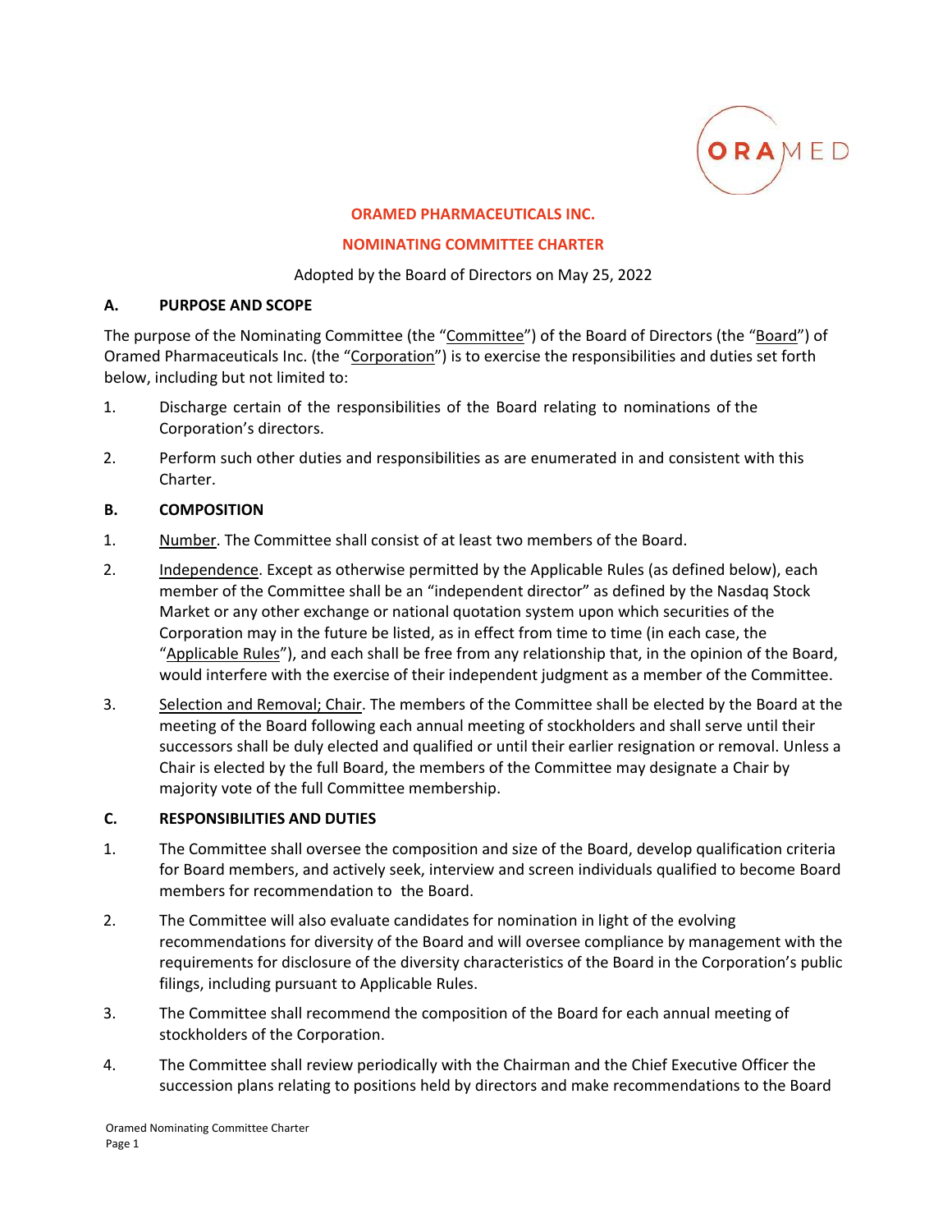**ORAMED PHARMACEUTICALS INC.**

**NOMINATING COMMITTEE CHARTER**

Adopted by the Board of Directors on May 25, 2022

## A. PURPOSE AND SCOPE

The purpose of the Nominating Committee (the "Committee") of the Board of Directors (the "Board") of Oramed Pharmaceuticals Inc. (the "Corporation") is to exercise the responsibilities and duties set forth below, including but not limited to:

1. Discharge certain of the responsibilities of the Board relating to nominations of the Corporation's directors.
2. Perform such other duties and responsibilities as are enumerated in and consistent with this Charter.

## B. COMPOSITION

1. Number. The Committee shall consist of at least two members of the Board.
2. Independence. Except as otherwise permitted by the Applicable Rules (as defined below), each member of the Committee shall be an "independent director" as defined by the Nasdaq Stock Market or any other exchange or national quotation system upon which securities of the Corporation may in the future be listed, as in effect from time to time (in each case, the "Applicable Rules"), and each shall be free from any relationship that, in the opinion of the Board, would interfere with the exercise of their independent judgment as a member of the Committee.
3. Selection and Removal; Chair. The members of the Committee shall be elected by the Board at the meeting of the Board following each annual meeting of stockholders and shall serve until their successors shall be duly elected and qualified or until their earlier resignation or removal. Unless a Chair is elected by the full Board, the members of the Committee may designate a Chair by majority vote of the full Committee membership.

## C. RESPONSIBILITIES AND DUTIES

1. The Committee shall oversee the composition and size of the Board, develop qualification criteria for Board members, and actively seek, interview and screen individuals qualified to become Board members for recommendation to the Board.
2. The Committee will also evaluate candidates for nomination in light of the evolving recommendations for diversity of the Board and will oversee compliance by management with the requirements for disclosure of the diversity characteristics of the Board in the Corporation's public filings, including pursuant to Applicable Rules.
3. The Committee shall recommend the composition of the Board for each annual meeting of stockholders of the Corporation.
4. The Committee shall review periodically with the Chairman and the Chief Executive Officer the succession plans relating to positions held by directors and make recommendations to the Board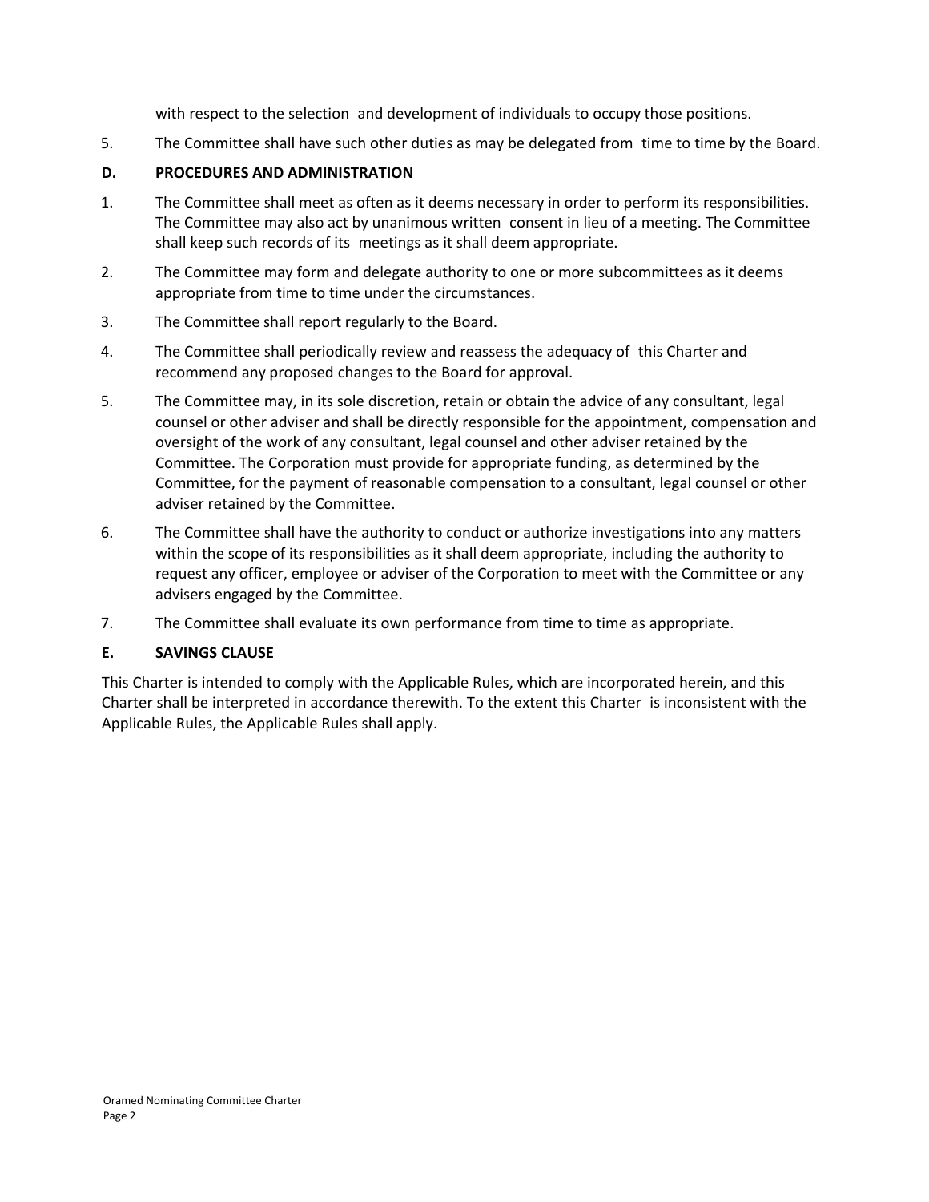with respect to the selection and development of individuals to occupy those positions.

5. The Committee shall have such other duties as may be delegated from time to time by the Board.

## D. PROCEDURES AND ADMINISTRATION

1. The Committee shall meet as often as it deems necessary in order to perform its responsibilities. The Committee may also act by unanimous written consent in lieu of a meeting. The Committee shall keep such records of its meetings as it shall deem appropriate.
2. The Committee may form and delegate authority to one or more subcommittees as it deems appropriate from time to time under the circumstances.
3. The Committee shall report regularly to the Board.
4. The Committee shall periodically review and reassess the adequacy of this Charter and recommend any proposed changes to the Board for approval.
5. The Committee may, in its sole discretion, retain or obtain the advice of any consultant, legal counsel or other adviser and shall be directly responsible for the appointment, compensation and oversight of the work of any consultant, legal counsel and other adviser retained by the Committee. The Corporation must provide for appropriate funding, as determined by the Committee, for the payment of reasonable compensation to a consultant, legal counsel or other adviser retained by the Committee.
6. The Committee shall have the authority to conduct or authorize investigations into any matters within the scope of its responsibilities as it shall deem appropriate, including the authority to request any officer, employee or adviser of the Corporation to meet with the Committee or any advisers engaged by the Committee.
7. The Committee shall evaluate its own performance from time to time as appropriate.

## E. SAVINGS CLAUSE

This Charter is intended to comply with the Applicable Rules, which are incorporated herein, and this Charter shall be interpreted in accordance therewith. To the extent this Charter is inconsistent with the Applicable Rules, the Applicable Rules shall apply.